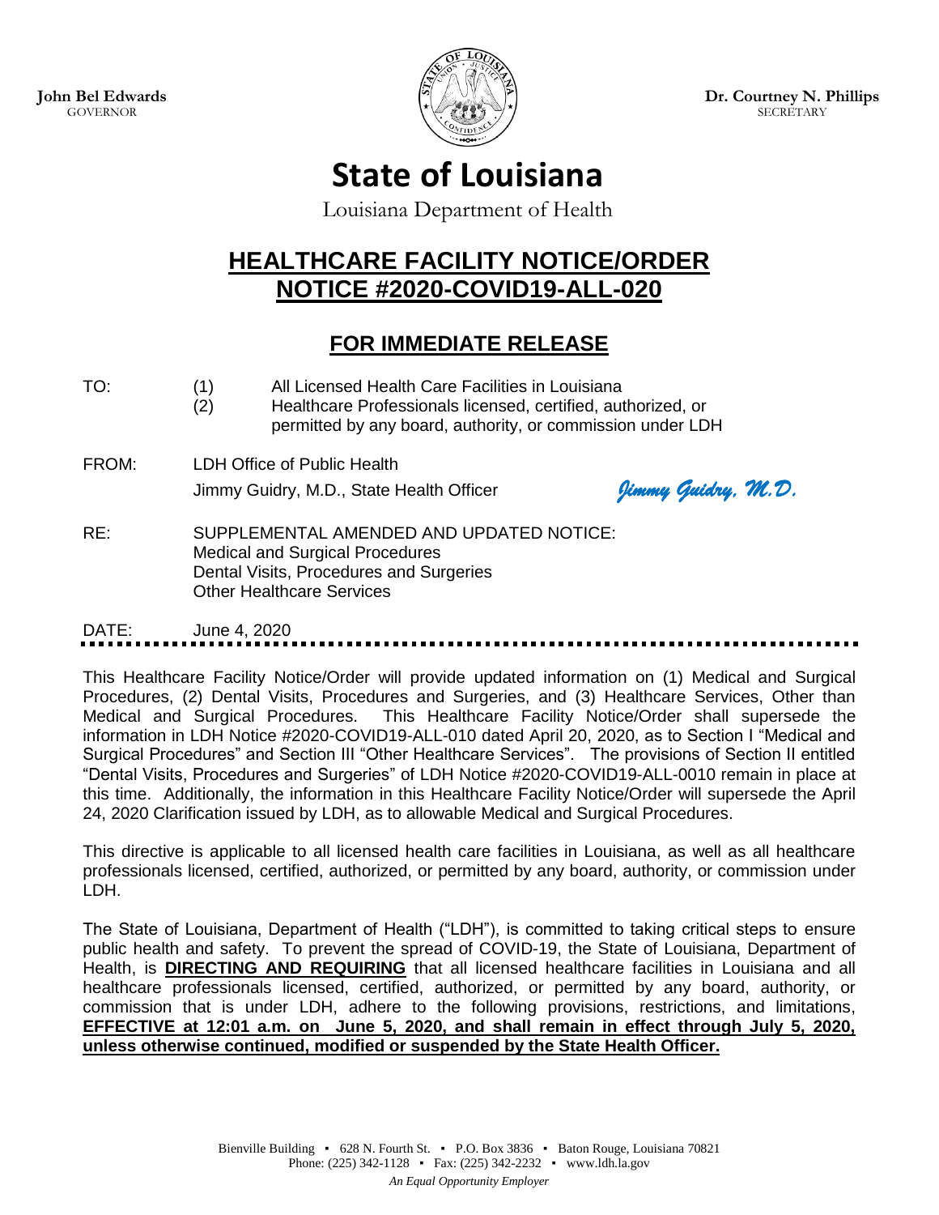**John Bel Edwards**
GOVERNOR

**Dr. Courtney N. Phillips**
SECRETARY

# State of Louisiana

Louisiana Department of Health

## HEALTHCARE FACILITY NOTICE/ORDER
## NOTICE #2020-COVID19-ALL-020

## FOR IMMEDIATE RELEASE

TO: (1) All Licensed Health Care Facilities in Louisiana
(2) Healthcare Professionals licensed, certified, authorized, or permitted by any board, authority, or commission under LDH

FROM: LDH Office of Public Health
Jimmy Guidry, M.D., State Health Officer *Jimmy Guidry, M.D.*

RE: SUPPLEMENTAL AMENDED AND UPDATED NOTICE:
Medical and Surgical Procedures
Dental Visits, Procedures and Surgeries
Other Healthcare Services

DATE: June 4, 2020

This Healthcare Facility Notice/Order will provide updated information on (1) Medical and Surgical Procedures, (2) Dental Visits, Procedures and Surgeries, and (3) Healthcare Services, Other than Medical and Surgical Procedures. This Healthcare Facility Notice/Order shall supersede the information in LDH Notice #2020-COVID19-ALL-010 dated April 20, 2020, as to Section I "Medical and Surgical Procedures" and Section III "Other Healthcare Services". The provisions of Section II entitled "Dental Visits, Procedures and Surgeries" of LDH Notice #2020-COVID19-ALL-0010 remain in place at this time. Additionally, the information in this Healthcare Facility Notice/Order will supersede the April 24, 2020 Clarification issued by LDH, as to allowable Medical and Surgical Procedures.

This directive is applicable to all licensed health care facilities in Louisiana, as well as all healthcare professionals licensed, certified, authorized, or permitted by any board, authority, or commission under LDH.

The State of Louisiana, Department of Health ("LDH"), is committed to taking critical steps to ensure public health and safety. To prevent the spread of COVID-19, the State of Louisiana, Department of Health, is **DIRECTING AND REQUIRING** that all licensed healthcare facilities in Louisiana and all healthcare professionals licensed, certified, authorized, or permitted by any board, authority, or commission that is under LDH, adhere to the following provisions, restrictions, and limitations, **EFFECTIVE at 12:01 a.m. on June 5, 2020, and shall remain in effect through July 5, 2020, unless otherwise continued, modified or suspended by the State Health Officer.**

Bienville Building ▪ 628 N. Fourth St. ▪ P.O. Box 3836 ▪ Baton Rouge, Louisiana 70821
Phone: (225) 342-1128 ▪ Fax: (225) 342-2232 ▪ www.ldh.la.gov
*An Equal Opportunity Employer*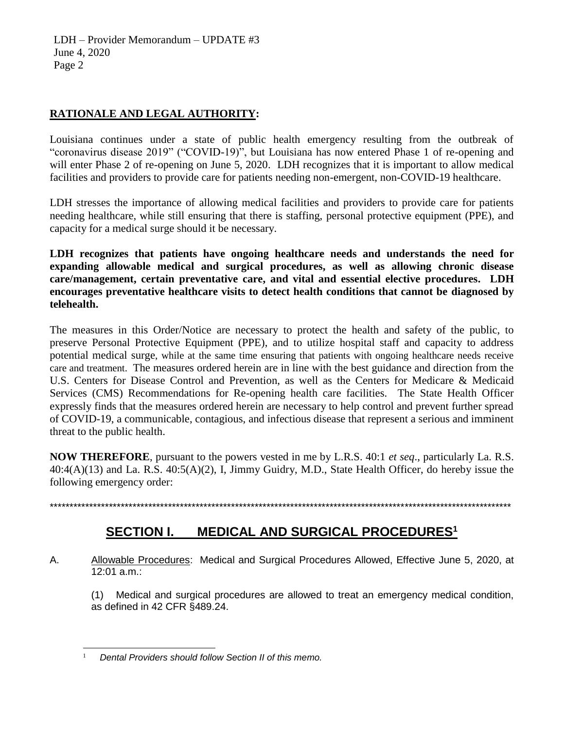## RATIONALE AND LEGAL AUTHORITY:

Louisiana continues under a state of public health emergency resulting from the outbreak of "coronavirus disease 2019" ("COVID-19)", but Louisiana has now entered Phase 1 of re-opening and will enter Phase 2 of re-opening on June 5, 2020. LDH recognizes that it is important to allow medical facilities and providers to provide care for patients needing non-emergent, non-COVID-19 healthcare.

LDH stresses the importance of allowing medical facilities and providers to provide care for patients needing healthcare, while still ensuring that there is staffing, personal protective equipment (PPE), and capacity for a medical surge should it be necessary.

**LDH recognizes that patients have ongoing healthcare needs and understands the need for expanding allowable medical and surgical procedures, as well as allowing chronic disease care/management, certain preventative care, and vital and essential elective procedures. LDH encourages preventative healthcare visits to detect health conditions that cannot be diagnosed by telehealth.**

The measures in this Order/Notice are necessary to protect the health and safety of the public, to preserve Personal Protective Equipment (PPE), and to utilize hospital staff and capacity to address potential medical surge, while at the same time ensuring that patients with ongoing healthcare needs receive care and treatment. The measures ordered herein are in line with the best guidance and direction from the U.S. Centers for Disease Control and Prevention, as well as the Centers for Medicare & Medicaid Services (CMS) Recommendations for Re-opening health care facilities. The State Health Officer expressly finds that the measures ordered herein are necessary to help control and prevent further spread of COVID-19, a communicable, contagious, and infectious disease that represent a serious and imminent threat to the public health.

**NOW THEREFORE**, pursuant to the powers vested in me by L.R.S. 40:1 *et seq*., particularly La. R.S. 40:4(A)(13) and La. R.S. 40:5(A)(2), I, Jimmy Guidry, M.D., State Health Officer, do hereby issue the following emergency order:

***************************************************************************************************************************

## SECTION I. MEDICAL AND SURGICAL PROCEDURES[1]

A. Allowable Procedures: Medical and Surgical Procedures Allowed, Effective June 5, 2020, at 12:01 a.m.:

(1) Medical and surgical procedures are allowed to treat an emergency medical condition, as defined in 42 CFR §489.24.

---

[1] *Dental Providers should follow Section II of this memo.*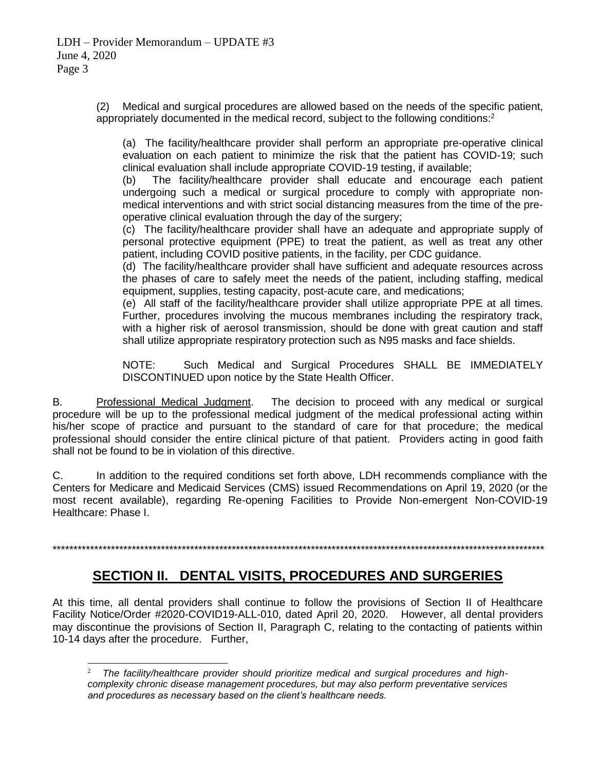(2) Medical and surgical procedures are allowed based on the needs of the specific patient, appropriately documented in the medical record, subject to the following conditions:[2]

(a) The facility/healthcare provider shall perform an appropriate pre-operative clinical evaluation on each patient to minimize the risk that the patient has COVID-19; such clinical evaluation shall include appropriate COVID-19 testing, if available;
(b) The facility/healthcare provider shall educate and encourage each patient undergoing such a medical or surgical procedure to comply with appropriate non-medical interventions and with strict social distancing measures from the time of the pre-operative clinical evaluation through the day of the surgery;
(c) The facility/healthcare provider shall have an adequate and appropriate supply of personal protective equipment (PPE) to treat the patient, as well as treat any other patient, including COVID positive patients, in the facility, per CDC guidance.
(d) The facility/healthcare provider shall have sufficient and adequate resources across the phases of care to safely meet the needs of the patient, including staffing, medical equipment, supplies, testing capacity, post-acute care, and medications;
(e) All staff of the facility/healthcare provider shall utilize appropriate PPE at all times. Further, procedures involving the mucous membranes including the respiratory track, with a higher risk of aerosol transmission, should be done with great caution and staff shall utilize appropriate respiratory protection such as N95 masks and face shields.

NOTE: Such Medical and Surgical Procedures SHALL BE IMMEDIATELY DISCONTINUED upon notice by the State Health Officer.

B. Professional Medical Judgment. The decision to proceed with any medical or surgical procedure will be up to the professional medical judgment of the medical professional acting within his/her scope of practice and pursuant to the standard of care for that procedure; the medical professional should consider the entire clinical picture of that patient. Providers acting in good faith shall not be found to be in violation of this directive.

C. In addition to the required conditions set forth above, LDH recommends compliance with the Centers for Medicare and Medicaid Services (CMS) issued Recommendations on April 19, 2020 (or the most recent available), regarding Re-opening Facilities to Provide Non-emergent Non-COVID-19 Healthcare: Phase I.

************************************************************************************************************************

## SECTION II. DENTAL VISITS, PROCEDURES AND SURGERIES

At this time, all dental providers shall continue to follow the provisions of Section II of Healthcare Facility Notice/Order #2020-COVID19-ALL-010, dated April 20, 2020. However, all dental providers may discontinue the provisions of Section II, Paragraph C, relating to the contacting of patients within 10-14 days after the procedure. Further,

[2] *The facility/healthcare provider should prioritize medical and surgical procedures and high-complexity chronic disease management procedures, but may also perform preventative services and procedures as necessary based on the client's healthcare needs.*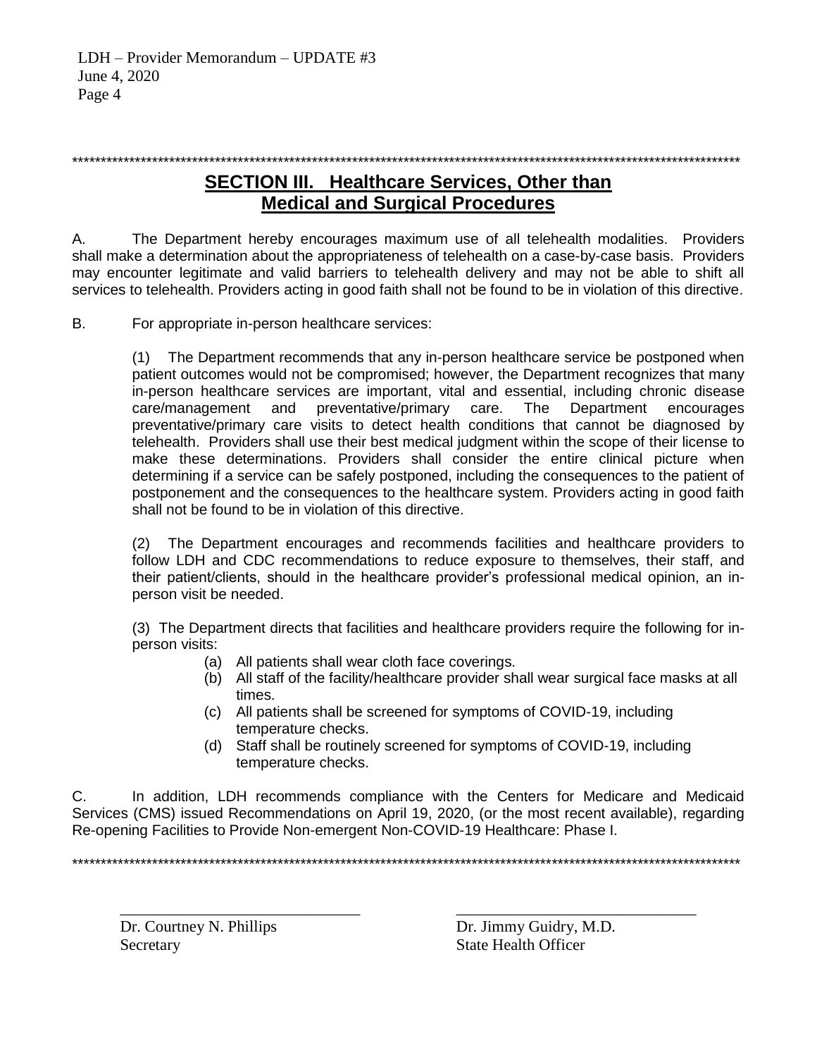*******************************************************************************************************************************

## SECTION III. Healthcare Services, Other than Medical and Surgical Procedures

A. The Department hereby encourages maximum use of all telehealth modalities. Providers shall make a determination about the appropriateness of telehealth on a case-by-case basis. Providers may encounter legitimate and valid barriers to telehealth delivery and may not be able to shift all services to telehealth. Providers acting in good faith shall not be found to be in violation of this directive.

B. For appropriate in-person healthcare services:

(1) The Department recommends that any in-person healthcare service be postponed when patient outcomes would not be compromised; however, the Department recognizes that many in-person healthcare services are important, vital and essential, including chronic disease care/management and preventative/primary care. The Department encourages preventative/primary care visits to detect health conditions that cannot be diagnosed by telehealth. Providers shall use their best medical judgment within the scope of their license to make these determinations. Providers shall consider the entire clinical picture when determining if a service can be safely postponed, including the consequences to the patient of postponement and the consequences to the healthcare system. Providers acting in good faith shall not be found to be in violation of this directive.

(2) The Department encourages and recommends facilities and healthcare providers to follow LDH and CDC recommendations to reduce exposure to themselves, their staff, and their patient/clients, should in the healthcare provider's professional medical opinion, an in-person visit be needed.

(3) The Department directs that facilities and healthcare providers require the following for in-person visits:

- (a) All patients shall wear cloth face coverings.
- (b) All staff of the facility/healthcare provider shall wear surgical face masks at all times.
- (c) All patients shall be screened for symptoms of COVID-19, including temperature checks.
- (d) Staff shall be routinely screened for symptoms of COVID-19, including temperature checks.

C. In addition, LDH recommends compliance with the Centers for Medicare and Medicaid Services (CMS) issued Recommendations on April 19, 2020, (or the most recent available), regarding Re-opening Facilities to Provide Non-emergent Non-COVID-19 Healthcare: Phase I.

*******************************************************************************************************************************

| | |
|---|---|
| \_\_\_\_\_\_\_\_\_\_\_\_\_\_\_\_\_\_\_\_\_\_\_\_\_\_\_\_\_\_ | \_\_\_\_\_\_\_\_\_\_\_\_\_\_\_\_\_\_\_\_\_\_\_\_\_\_\_\_\_\_ |
| Dr. Courtney N. Phillips | Dr. Jimmy Guidry, M.D. |
| Secretary | State Health Officer |